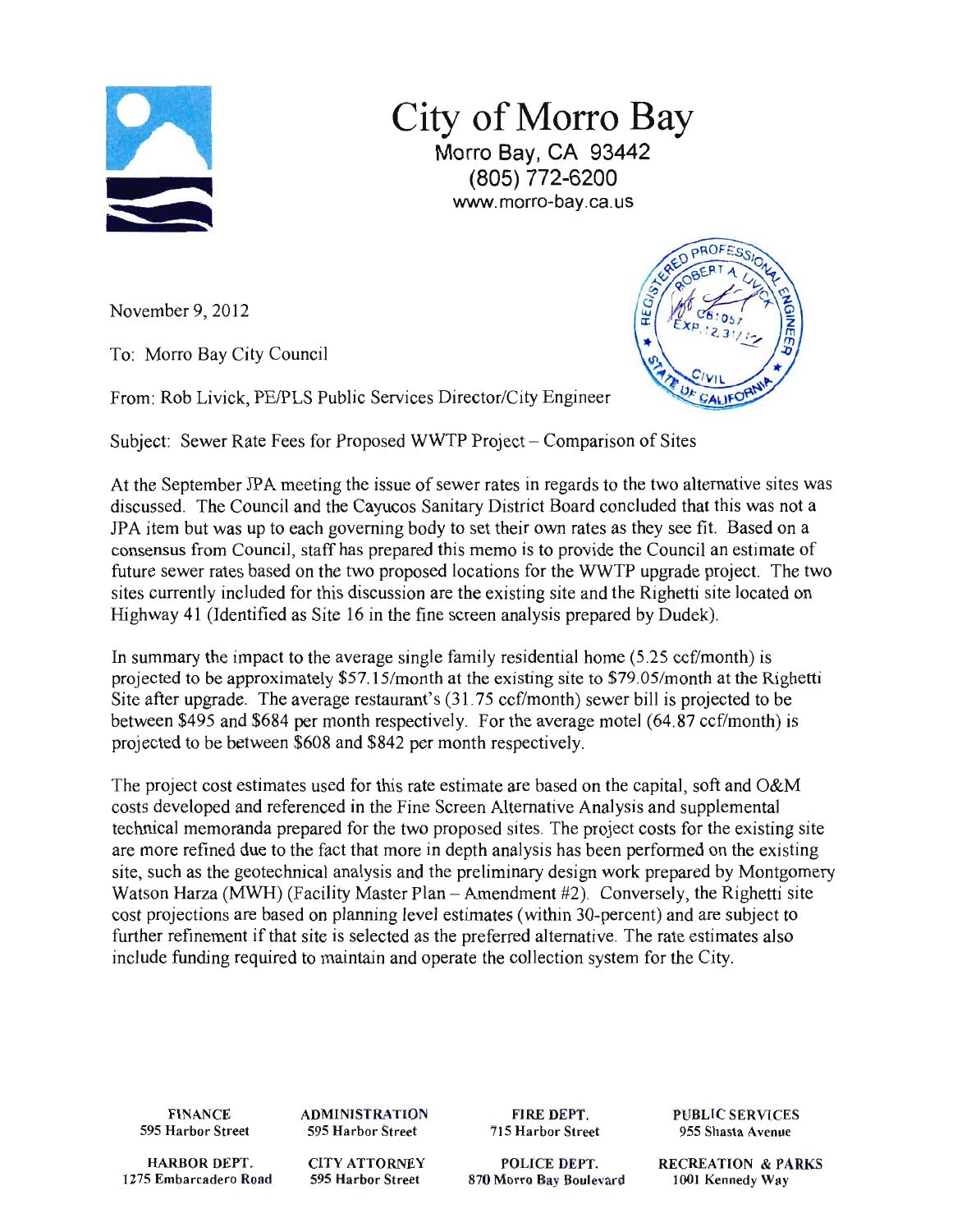# City of Morro Bay

Morro Bay, CA 93442
(805) 772-6200
www.morro-bay.ca.us

November 9, 2012

To: Morro Bay City Council

From: Rob Livick, PE/PLS Public Services Director/City Engineer

Subject: Sewer Rate Fees for Proposed WWTP Project – Comparison of Sites

At the September JPA meeting the issue of sewer rates in regards to the two alternative sites was discussed. The Council and the Cayucos Sanitary District Board concluded that this was not a JPA item but was up to each governing body to set their own rates as they see fit. Based on a consensus from Council, staff has prepared this memo is to provide the Council an estimate of future sewer rates based on the two proposed locations for the WWTP upgrade project. The two sites currently included for this discussion are the existing site and the Righetti site located on Highway 41 (Identified as Site 16 in the fine screen analysis prepared by Dudek).

In summary the impact to the average single family residential home (5.25 ccf/month) is projected to be approximately $57.15/month at the existing site to $79.05/month at the Righetti Site after upgrade. The average restaurant's (31.75 ccf/month) sewer bill is projected to be between $495 and $684 per month respectively. For the average motel (64.87 ccf/month) is projected to be between $608 and $842 per month respectively.

The project cost estimates used for this rate estimate are based on the capital, soft and O&M costs developed and referenced in the Fine Screen Alternative Analysis and supplemental technical memoranda prepared for the two proposed sites. The project costs for the existing site are more refined due to the fact that more in depth analysis has been performed on the existing site, such as the geotechnical analysis and the preliminary design work prepared by Montgomery Watson Harza (MWH) (Facility Master Plan – Amendment #2). Conversely, the Righetti site cost projections are based on planning level estimates (within 30-percent) and are subject to further refinement if that site is selected as the preferred alternative. The rate estimates also include funding required to maintain and operate the collection system for the City.

| FINANCE 595 Harbor Street | ADMINISTRATION 595 Harbor Street | FIRE DEPT. 715 Harbor Street | PUBLIC SERVICES 955 Shasta Avenue |
|---|---|---|---|
| HARBOR DEPT. 1275 Embarcadero Road | CITY ATTORNEY 595 Harbor Street | POLICE DEPT. 870 Morro Bay Boulevard | RECREATION & PARKS 1001 Kennedy Way |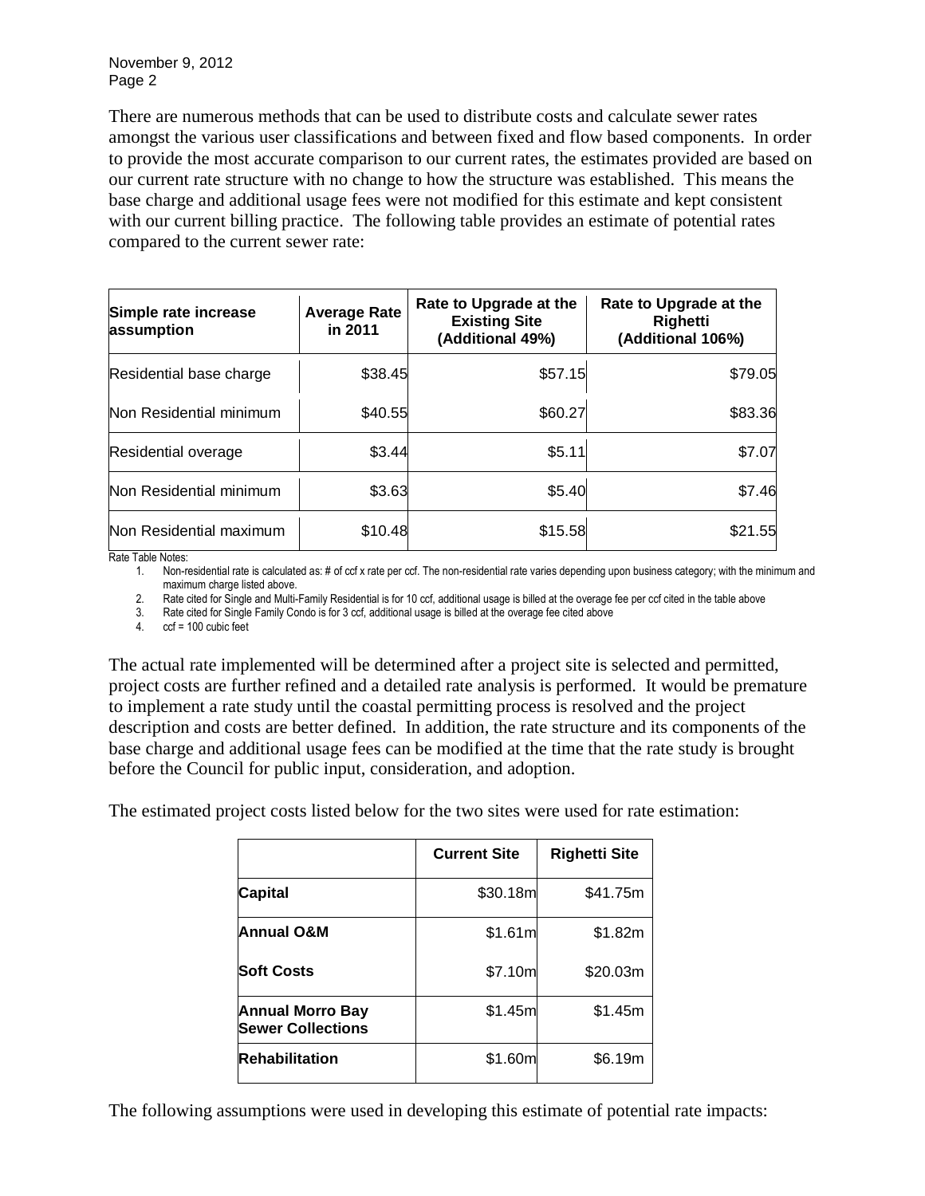There are numerous methods that can be used to distribute costs and calculate sewer rates amongst the various user classifications and between fixed and flow based components. In order to provide the most accurate comparison to our current rates, the estimates provided are based on our current rate structure with no change to how the structure was established. This means the base charge and additional usage fees were not modified for this estimate and kept consistent with our current billing practice. The following table provides an estimate of potential rates compared to the current sewer rate:

| Simple rate increase assumption | Average Rate in 2011 | Rate to Upgrade at the Existing Site (Additional 49%) | Rate to Upgrade at the Righetti (Additional 106%) |
|---|---|---|---|
| Residential base charge | $38.45 | $57.15 | $79.05 |
| Non Residential minimum | $40.55 | $60.27 | $83.36 |
| Residential overage | $3.44 | $5.11 | $7.07 |
| Non Residential minimum | $3.63 | $5.40 | $7.46 |
| Non Residential maximum | $10.48 | $15.58 | $21.55 |

Rate Table Notes:

1. Non-residential rate is calculated as: # of ccf x rate per ccf. The non-residential rate varies depending upon business category; with the minimum and maximum charge listed above.
2. Rate cited for Single and Multi-Family Residential is for 10 ccf, additional usage is billed at the overage fee per ccf cited in the table above
3. Rate cited for Single Family Condo is for 3 ccf, additional usage is billed at the overage fee cited above
4. ccf = 100 cubic feet

The actual rate implemented will be determined after a project site is selected and permitted, project costs are further refined and a detailed rate analysis is performed. It would be premature to implement a rate study until the coastal permitting process is resolved and the project description and costs are better defined. In addition, the rate structure and its components of the base charge and additional usage fees can be modified at the time that the rate study is brought before the Council for public input, consideration, and adoption.

The estimated project costs listed below for the two sites were used for rate estimation:

| | Current Site | Righetti Site |
|---|---|---|
| **Capital** | $30.18m | $41.75m |
| **Annual O&M** | $1.61m | $1.82m |
| **Soft Costs** | $7.10m | $20.03m |
| **Annual Morro Bay Sewer Collections** | $1.45m | $1.45m |
| **Rehabilitation** | $1.60m | $6.19m |

The following assumptions were used in developing this estimate of potential rate impacts: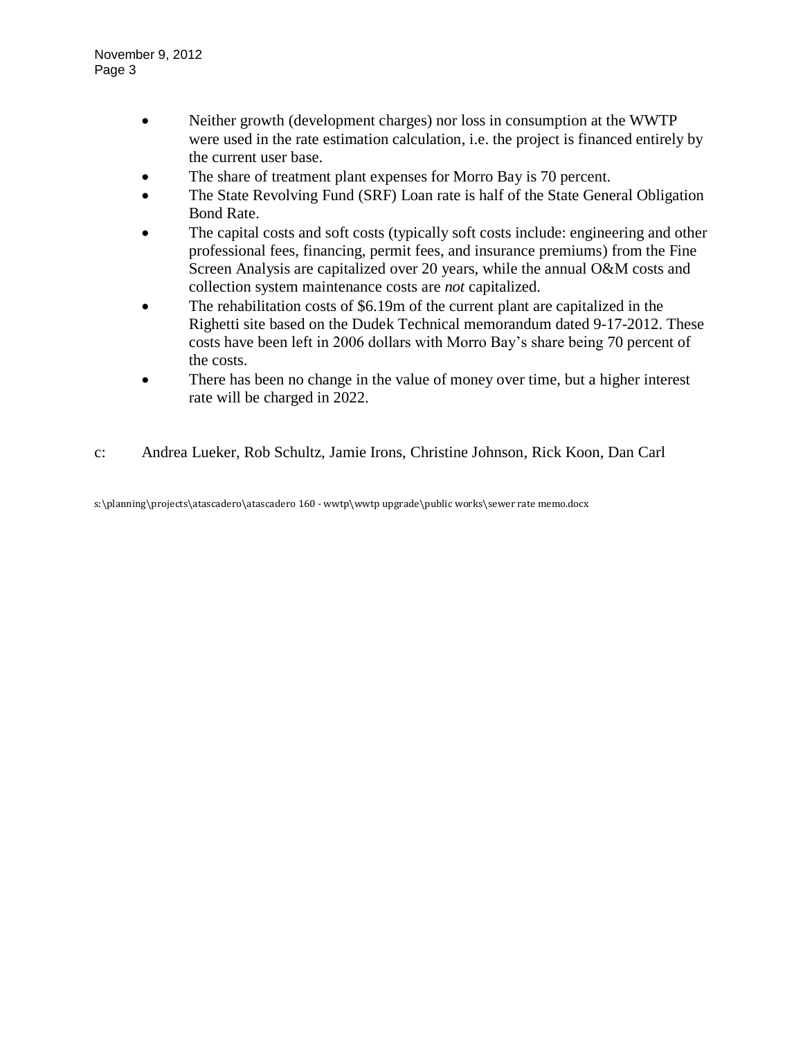- Neither growth (development charges) nor loss in consumption at the WWTP were used in the rate estimation calculation, i.e. the project is financed entirely by the current user base.
- The share of treatment plant expenses for Morro Bay is 70 percent.
- The State Revolving Fund (SRF) Loan rate is half of the State General Obligation Bond Rate.
- The capital costs and soft costs (typically soft costs include: engineering and other professional fees, financing, permit fees, and insurance premiums) from the Fine Screen Analysis are capitalized over 20 years, while the annual O&M costs and collection system maintenance costs are *not* capitalized.
- The rehabilitation costs of $6.19m of the current plant are capitalized in the Righetti site based on the Dudek Technical memorandum dated 9-17-2012. These costs have been left in 2006 dollars with Morro Bay's share being 70 percent of the costs.
- There has been no change in the value of money over time, but a higher interest rate will be charged in 2022.

c: Andrea Lueker, Rob Schultz, Jamie Irons, Christine Johnson, Rick Koon, Dan Carl

s:\planning\projects\atascadero\atascadero 160 - wwtp\wwtp upgrade\public works\sewer rate memo.docx